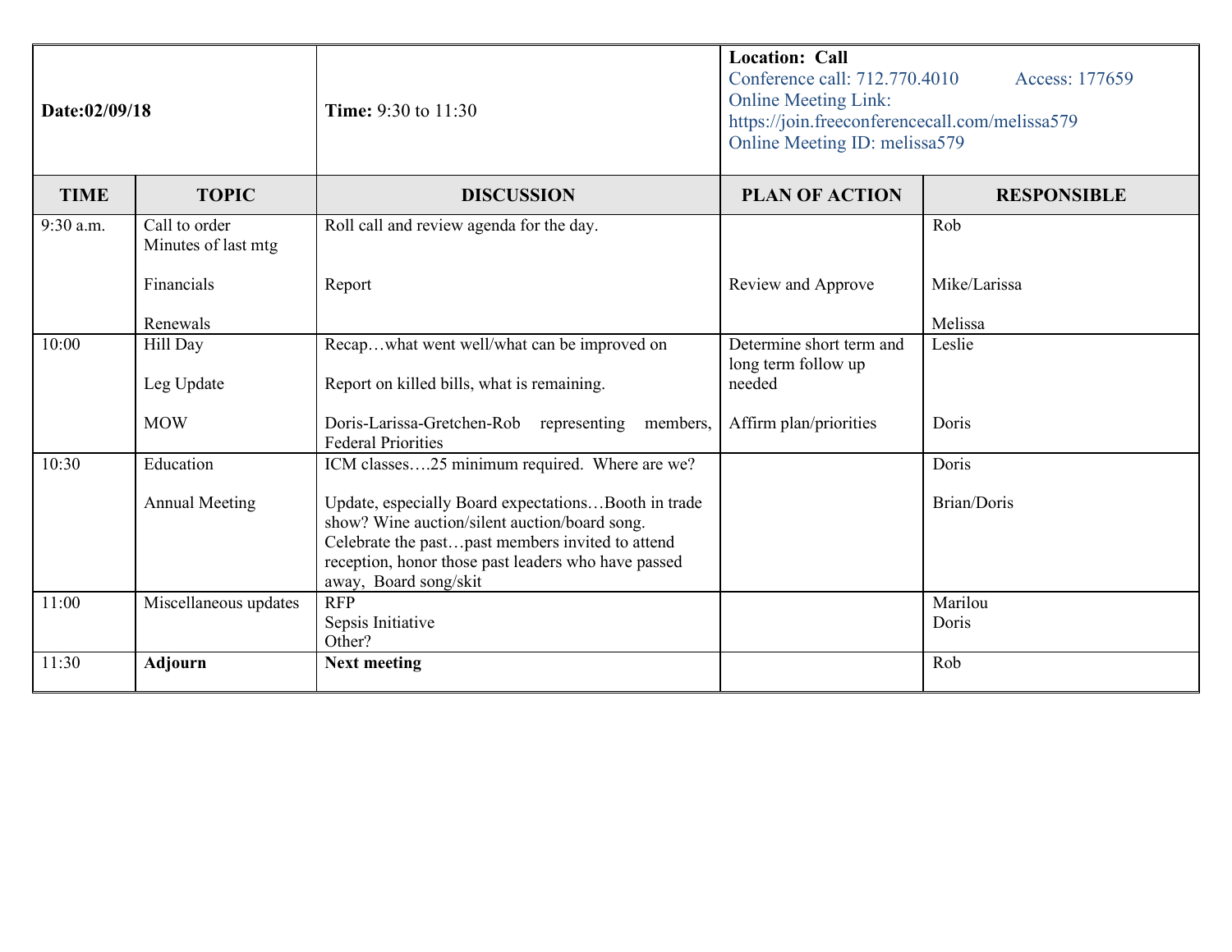| Date:02/09/18 | Time: 9:30 to 11:30 | Location: Call<br>Conference call: 712.770.4010 Access: 177659<br>Online Meeting Link: https://join.freeconferencecall.com/melissa579<br>Online Meeting ID: melissa579 | | |
|---|---|---|---|---|
| **TIME** | **TOPIC** | **DISCUSSION** | **PLAN OF ACTION** | **RESPONSIBLE** |
| 9:30 a.m. | Call to order<br>Minutes of last mtg<br><br>Financials<br><br>Renewals | Roll call and review agenda for the day.<br><br><br>Report | <br><br><br>Review and Approve | Rob<br><br><br>Mike/Larissa<br><br>Melissa |
| 10:00 | Hill Day<br><br>Leg Update<br><br>MOW | Recap…what went well/what can be improved on<br><br>Report on killed bills, what is remaining.<br><br>Doris-Larissa-Gretchen-Rob representing members, Federal Priorities | Determine short term and long term follow up needed<br><br>Affirm plan/priorities | Leslie<br><br><br><br>Doris |
| 10:30 | Education<br><br>Annual Meeting | ICM classes….25 minimum required. Where are we?<br><br>Update, especially Board expectations…Booth in trade show? Wine auction/silent auction/board song. Celebrate the past…past members invited to attend reception, honor those past leaders who have passed away, Board song/skit | | Doris<br><br>Brian/Doris |
| 11:00 | Miscellaneous updates | RFP<br>Sepsis Initiative<br>Other? | | Marilou<br>Doris |
| 11:30 | **Adjourn** | **Next meeting** | | Rob |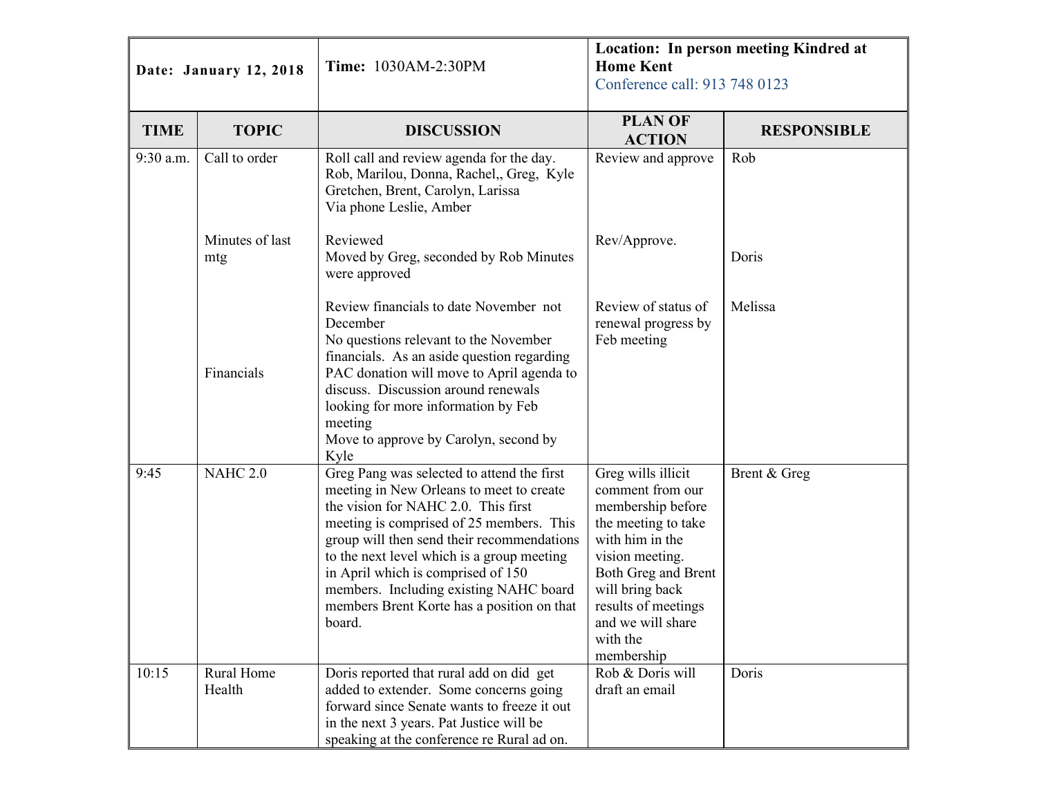| **Date: January 12, 2018** | | **Time:** 1030AM-2:30PM | **Location: In person meeting Kindred at Home Kent**<br>Conference call: 913 748 0123 | |
|---|---|---|---|---|
| **TIME** | **TOPIC** | **DISCUSSION** | **PLAN OF ACTION** | **RESPONSIBLE** |
| 9:30 a.m. | Call to order | Roll call and review agenda for the day.<br>Rob, Marilou, Donna, Rachel,, Greg, Kyle Gretchen, Brent, Carolyn, Larissa<br>Via phone Leslie, Amber | Review and approve | Rob |
| | Minutes of last mtg | Reviewed<br>Moved by Greg, seconded by Rob Minutes were approved | Rev/Approve. | Doris |
| | Financials | Review financials to date November not December<br>No questions relevant to the November financials. As an aside question regarding PAC donation will move to April agenda to discuss. Discussion around renewals looking for more information by Feb meeting<br>Move to approve by Carolyn, second by Kyle | Review of status of renewal progress by Feb meeting | Melissa |
| 9:45 | NAHC 2.0 | Greg Pang was selected to attend the first meeting in New Orleans to meet to create the vision for NAHC 2.0. This first meeting is comprised of 25 members. This group will then send their recommendations to the next level which is a group meeting in April which is comprised of 150 members. Including existing NAHC board members Brent Korte has a position on that board. | Greg wills illicit comment from our membership before the meeting to take with him in the vision meeting. Both Greg and Brent will bring back results of meetings and we will share with the membership | Brent & Greg |
| 10:15 | Rural Home Health | Doris reported that rural add on did get added to extender. Some concerns going forward since Senate wants to freeze it out in the next 3 years. Pat Justice will be speaking at the conference re Rural ad on. | Rob & Doris will draft an email | Doris |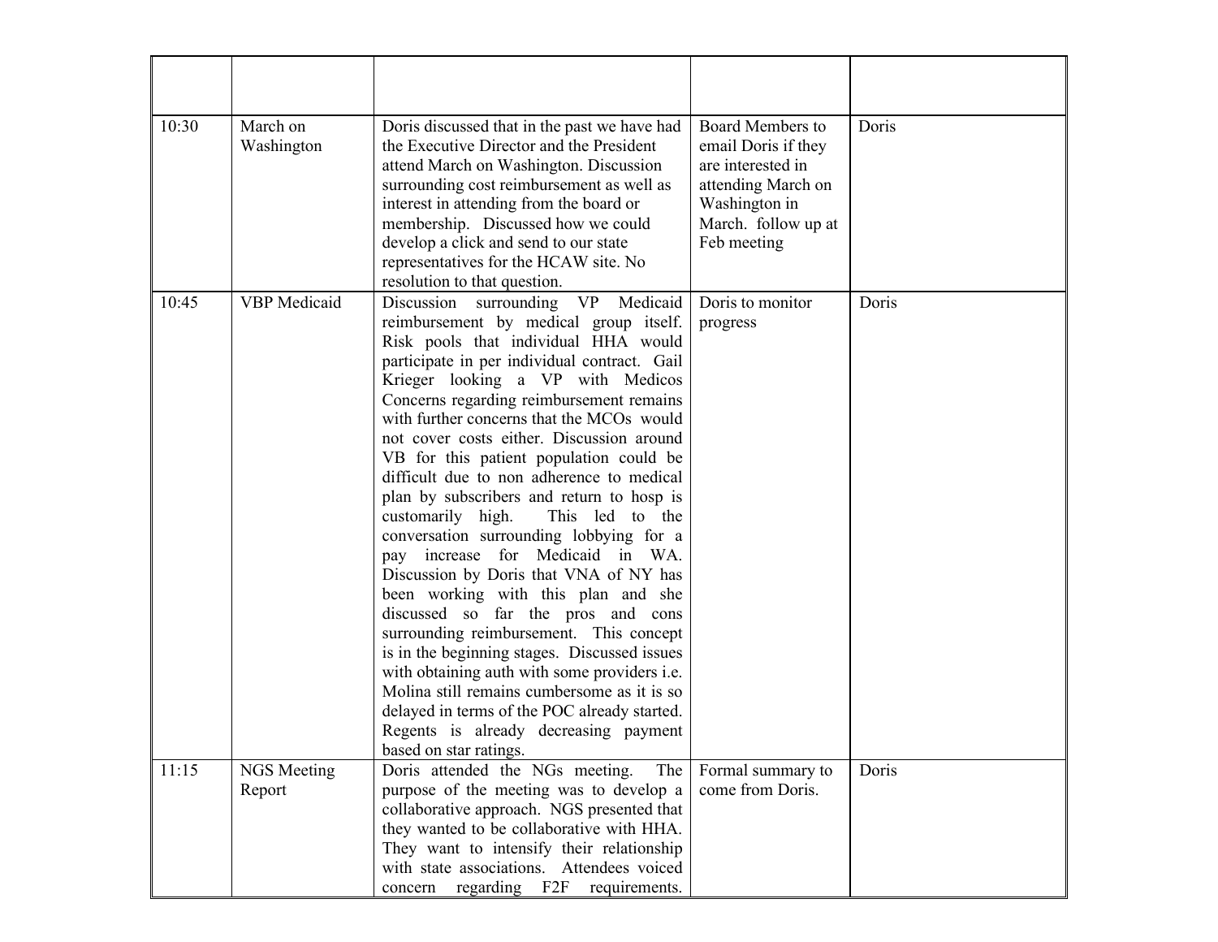| | | | | |
|---|---|---|---|---|
| 10:30 | March on Washington | Doris discussed that in the past we have had the Executive Director and the President attend March on Washington. Discussion surrounding cost reimbursement as well as interest in attending from the board or membership. Discussed how we could develop a click and send to our state representatives for the HCAW site. No resolution to that question. | Board Members to email Doris if they are interested in attending March on Washington in March. follow up at Feb meeting | Doris |
| 10:45 | VBP Medicaid | Discussion surrounding VP Medicaid reimbursement by medical group itself. Risk pools that individual HHA would participate in per individual contract. Gail Krieger looking a VP with Medicos Concerns regarding reimbursement remains with further concerns that the MCOs would not cover costs either. Discussion around VB for this patient population could be difficult due to non adherence to medical plan by subscribers and return to hosp is customarily high. This led to the conversation surrounding lobbying for a pay increase for Medicaid in WA. Discussion by Doris that VNA of NY has been working with this plan and she discussed so far the pros and cons surrounding reimbursement. This concept is in the beginning stages. Discussed issues with obtaining auth with some providers i.e. Molina still remains cumbersome as it is so delayed in terms of the POC already started. Regents is already decreasing payment based on star ratings. | Doris to monitor progress | Doris |
| 11:15 | NGS Meeting Report | Doris attended the NGs meeting. The purpose of the meeting was to develop a collaborative approach. NGS presented that they wanted to be collaborative with HHA. They want to intensify their relationship with state associations. Attendees voiced concern regarding F2F requirements. | Formal summary to come from Doris. | Doris |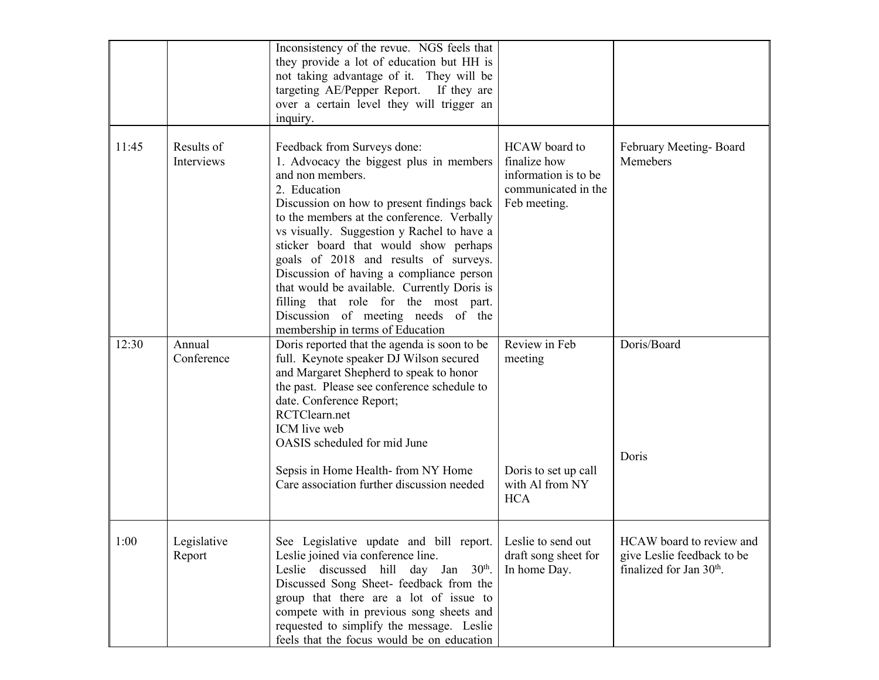| | | | | |
|---|---|---|---|---|
| | | Inconsistency of the revue. NGS feels that they provide a lot of education but HH is not taking advantage of it. They will be targeting AE/Pepper Report. If they are over a certain level they will trigger an inquiry. | | |
| 11:45 | Results of Interviews | Feedback from Surveys done:<br>1. Advocacy the biggest plus in members and non members.<br>2. Education<br>Discussion on how to present findings back to the members at the conference. Verbally vs visually. Suggestion y Rachel to have a sticker board that would show perhaps goals of 2018 and results of surveys. Discussion of having a compliance person that would be available. Currently Doris is filling that role for the most part. Discussion of meeting needs of the membership in terms of Education | HCAW board to finalize how information is to be communicated in the Feb meeting. | February Meeting- Board Memebers |
| 12:30 | Annual Conference | Doris reported that the agenda is soon to be full. Keynote speaker DJ Wilson secured and Margaret Shepherd to speak to honor the past. Please see conference schedule to date. Conference Report;<br>RCTClearn.net<br>ICM live web<br>OASIS scheduled for mid June<br><br>Sepsis in Home Health- from NY Home Care association further discussion needed | Review in Feb meeting<br><br><br><br><br><br><br><br>Doris to set up call with Al from NY HCA | Doris/Board<br><br><br><br><br><br><br>Doris |
| 1:00 | Legislative Report | See Legislative update and bill report. Leslie joined via conference line.<br>Leslie discussed hill day Jan 30th. Discussed Song Sheet- feedback from the group that there are a lot of issue to compete with in previous song sheets and requested to simplify the message. Leslie feels that the focus would be on education | Leslie to send out draft song sheet for In home Day. | HCAW board to review and give Leslie feedback to be finalized for Jan 30th. |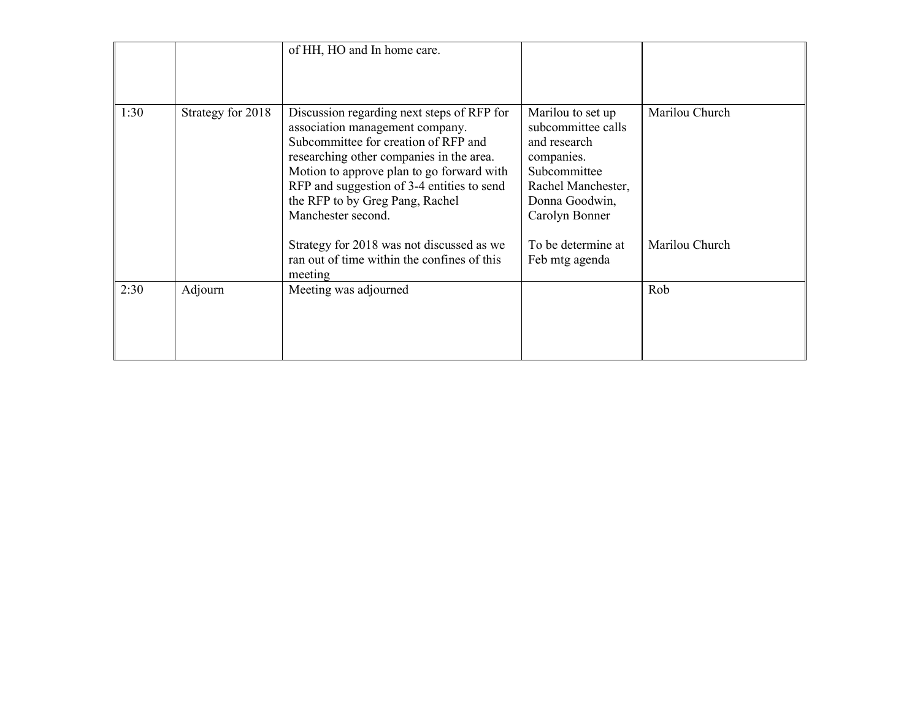| | | | | |
|---|---|---|---|---|
| | | of HH, HO and In home care. | | |
| 1:30 | Strategy for 2018 | Discussion regarding next steps of RFP for association management company. Subcommittee for creation of RFP and researching other companies in the area. Motion to approve plan to go forward with RFP and suggestion of 3-4 entities to send the RFP to by Greg Pang, Rachel Manchester second.<br><br>Strategy for 2018 was not discussed as we ran out of time within the confines of this meeting | Marilou to set up subcommittee calls and research companies. Subcommittee Rachel Manchester, Donna Goodwin, Carolyn Bonner<br><br>To be determine at Feb mtg agenda | Marilou Church<br><br>Marilou Church |
| 2:30 | Adjourn | Meeting was adjourned | | Rob |